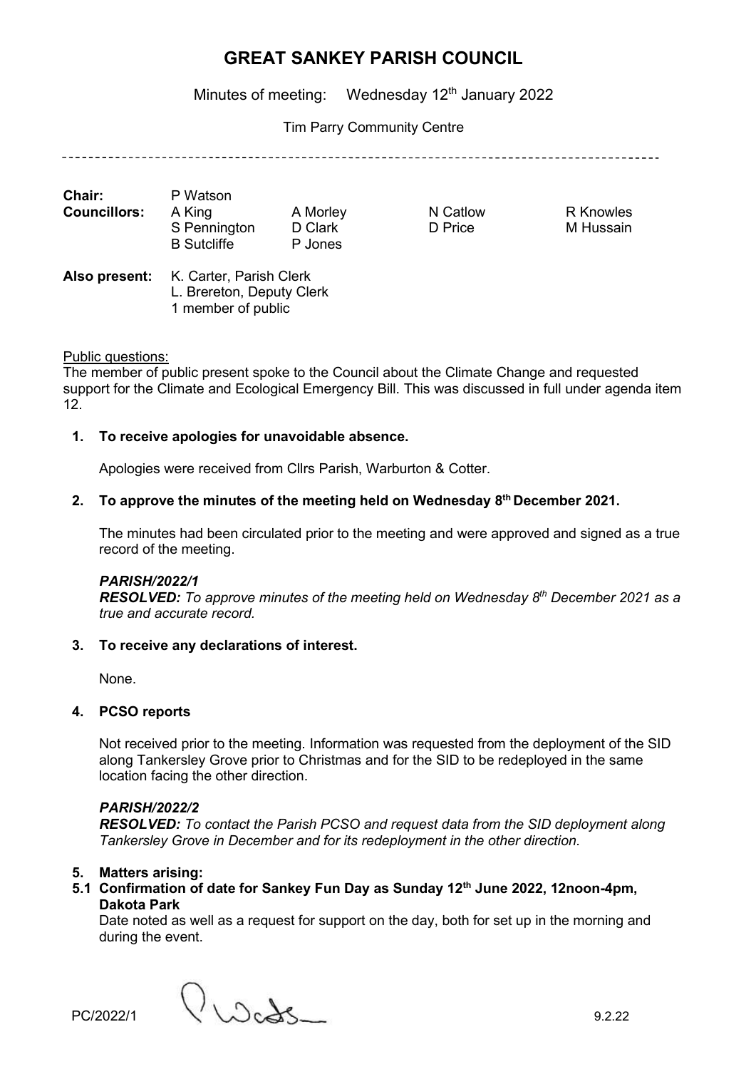# GREAT SANKEY PARISH COUNCIL

Minutes of meeting: Wednesday 12th January 2022

Tim Parry Community Centre

---

| | | | | |
|---|---|---|---|---|
| **Chair:** | P Watson | | | |
| **Councillors:** | A King | A Morley | N Catlow | R Knowles |
| | S Pennington | D Clark | D Price | M Hussain |
| | B Sutcliffe | P Jones | | |

**Also present:** K. Carter, Parish Clerk
L. Brereton, Deputy Clerk
1 member of public

Public questions:
The member of public present spoke to the Council about the Climate Change and requested support for the Climate and Ecological Emergency Bill. This was discussed in full under agenda item 12.

**1. To receive apologies for unavoidable absence.**

Apologies were received from Cllrs Parish, Warburton & Cotter.

**2. To approve the minutes of the meeting held on Wednesday 8th December 2021.**

The minutes had been circulated prior to the meeting and were approved and signed as a true record of the meeting.

***PARISH/2022/1***
***RESOLVED:*** *To approve minutes of the meeting held on Wednesday 8th December 2021 as a true and accurate record.*

**3. To receive any declarations of interest.**

None.

**4. PCSO reports**

Not received prior to the meeting. Information was requested from the deployment of the SID along Tankersley Grove prior to Christmas and for the SID to be redeployed in the same location facing the other direction.

***PARISH/2022/2***
***RESOLVED:*** *To contact the Parish PCSO and request data from the SID deployment along Tankersley Grove in December and for its redeployment in the other direction.*

**5. Matters arising:**

**5.1 Confirmation of date for Sankey Fun Day as Sunday 12th June 2022, 12noon-4pm, Dakota Park**

Date noted as well as a request for support on the day, both for set up in the morning and during the event.

PC/2022/1 9.2.22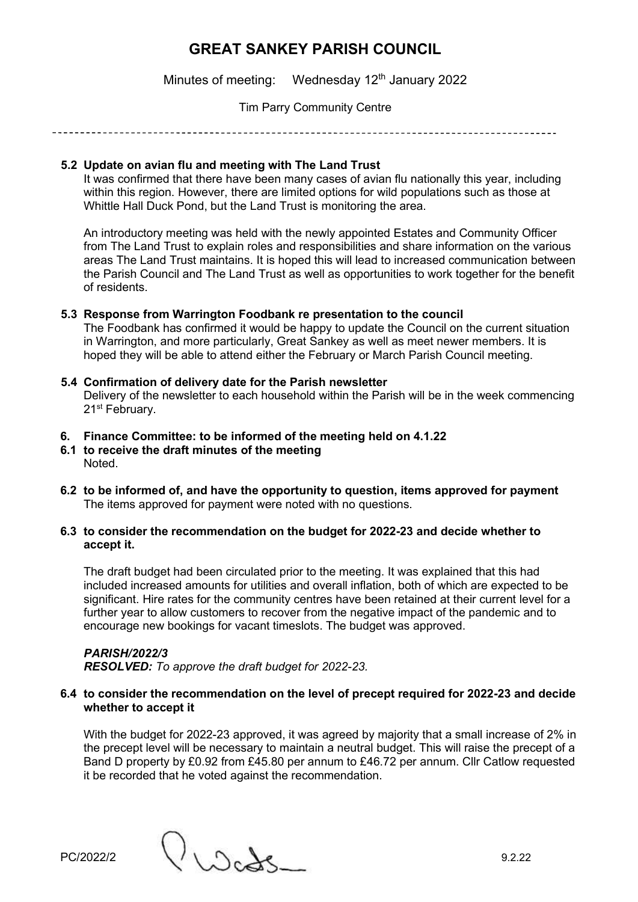# GREAT SANKEY PARISH COUNCIL

Minutes of meeting: Wednesday 12th January 2022

Tim Parry Community Centre

---

**5.2 Update on avian flu and meeting with The Land Trust**

It was confirmed that there have been many cases of avian flu nationally this year, including within this region. However, there are limited options for wild populations such as those at Whittle Hall Duck Pond, but the Land Trust is monitoring the area.

An introductory meeting was held with the newly appointed Estates and Community Officer from The Land Trust to explain roles and responsibilities and share information on the various areas The Land Trust maintains. It is hoped this will lead to increased communication between the Parish Council and The Land Trust as well as opportunities to work together for the benefit of residents.

**5.3 Response from Warrington Foodbank re presentation to the council**

The Foodbank has confirmed it would be happy to update the Council on the current situation in Warrington, and more particularly, Great Sankey as well as meet newer members. It is hoped they will be able to attend either the February or March Parish Council meeting.

**5.4 Confirmation of delivery date for the Parish newsletter**

Delivery of the newsletter to each household within the Parish will be in the week commencing 21st February.

**6. Finance Committee: to be informed of the meeting held on 4.1.22**

**6.1 to receive the draft minutes of the meeting**

Noted.

**6.2 to be informed of, and have the opportunity to question, items approved for payment**

The items approved for payment were noted with no questions.

**6.3 to consider the recommendation on the budget for 2022-23 and decide whether to accept it.**

The draft budget had been circulated prior to the meeting. It was explained that this had included increased amounts for utilities and overall inflation, both of which are expected to be significant. Hire rates for the community centres have been retained at their current level for a further year to allow customers to recover from the negative impact of the pandemic and to encourage new bookings for vacant timeslots. The budget was approved.

***PARISH/2022/3***
***RESOLVED:*** *To approve the draft budget for 2022-23.*

**6.4 to consider the recommendation on the level of precept required for 2022-23 and decide whether to accept it**

With the budget for 2022-23 approved, it was agreed by majority that a small increase of 2% in the precept level will be necessary to maintain a neutral budget. This will raise the precept of a Band D property by £0.92 from £45.80 per annum to £46.72 per annum. Cllr Catlow requested it be recorded that he voted against the recommendation.

PC/2022/2 9.2.22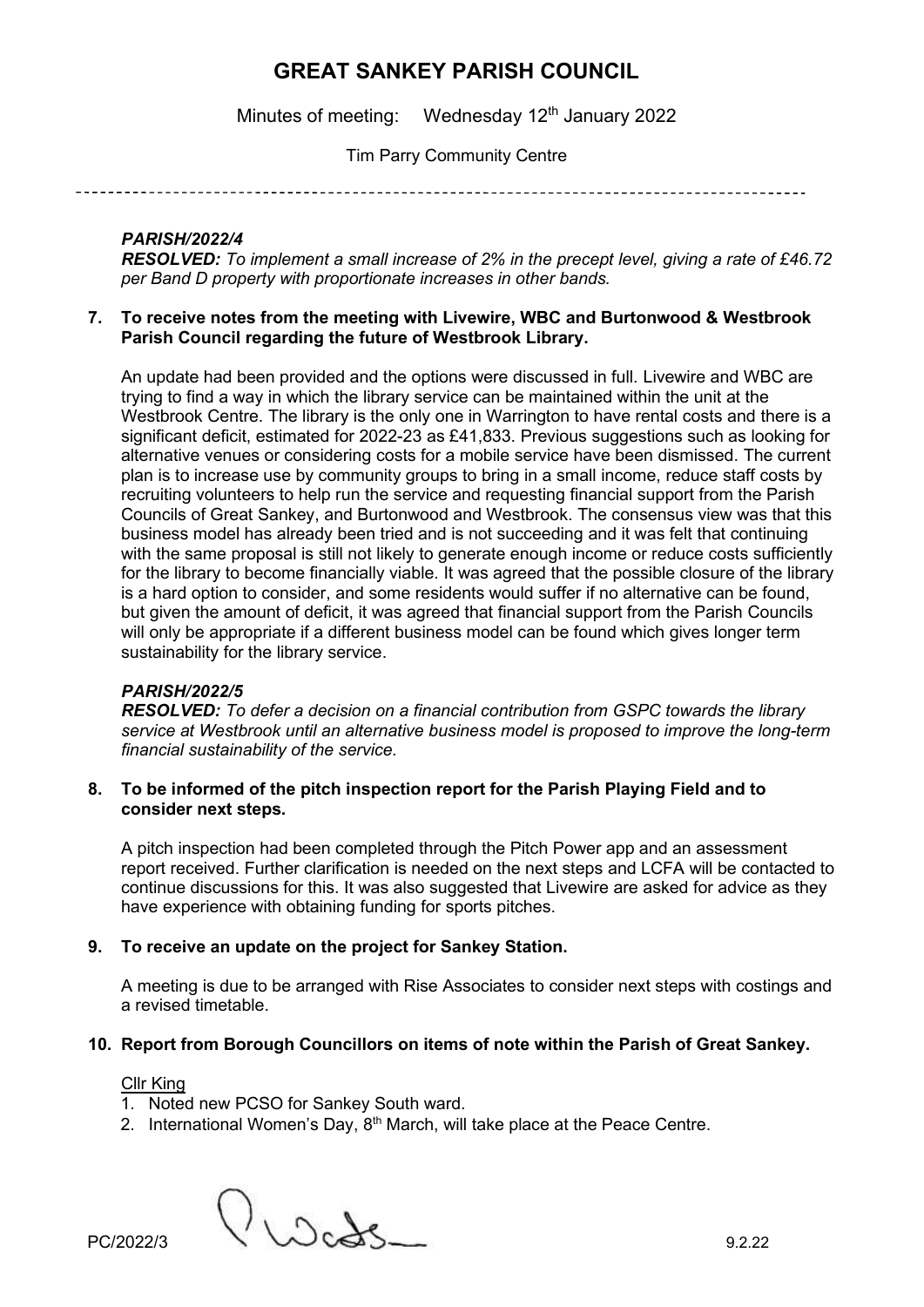# GREAT SANKEY PARISH COUNCIL

Minutes of meeting: Wednesday 12th January 2022

Tim Parry Community Centre

***PARISH/2022/4***
***RESOLVED:*** *To implement a small increase of 2% in the precept level, giving a rate of £46.72 per Band D property with proportionate increases in other bands.*

**7. To receive notes from the meeting with Livewire, WBC and Burtonwood & Westbrook Parish Council regarding the future of Westbrook Library.**

An update had been provided and the options were discussed in full. Livewire and WBC are trying to find a way in which the library service can be maintained within the unit at the Westbrook Centre. The library is the only one in Warrington to have rental costs and there is a significant deficit, estimated for 2022-23 as £41,833. Previous suggestions such as looking for alternative venues or considering costs for a mobile service have been dismissed. The current plan is to increase use by community groups to bring in a small income, reduce staff costs by recruiting volunteers to help run the service and requesting financial support from the Parish Councils of Great Sankey, and Burtonwood and Westbrook. The consensus view was that this business model has already been tried and is not succeeding and it was felt that continuing with the same proposal is still not likely to generate enough income or reduce costs sufficiently for the library to become financially viable. It was agreed that the possible closure of the library is a hard option to consider, and some residents would suffer if no alternative can be found, but given the amount of deficit, it was agreed that financial support from the Parish Councils will only be appropriate if a different business model can be found which gives longer term sustainability for the library service.

***PARISH/2022/5***
***RESOLVED:*** *To defer a decision on a financial contribution from GSPC towards the library service at Westbrook until an alternative business model is proposed to improve the long-term financial sustainability of the service.*

**8. To be informed of the pitch inspection report for the Parish Playing Field and to consider next steps.**

A pitch inspection had been completed through the Pitch Power app and an assessment report received. Further clarification is needed on the next steps and LCFA will be contacted to continue discussions for this. It was also suggested that Livewire are asked for advice as they have experience with obtaining funding for sports pitches.

**9. To receive an update on the project for Sankey Station.**

A meeting is due to be arranged with Rise Associates to consider next steps with costings and a revised timetable.

**10. Report from Borough Councillors on items of note within the Parish of Great Sankey.**

Cllr King

1. Noted new PCSO for Sankey South ward.
2. International Women's Day, 8th March, will take place at the Peace Centre.

PC/2022/3 9.2.22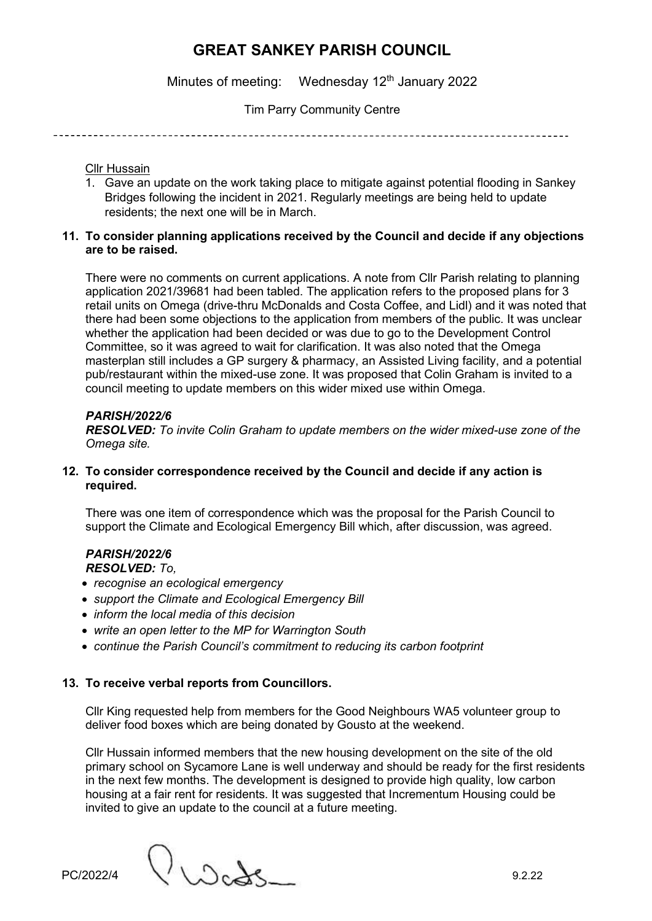Cllr Hussain

1. Gave an update on the work taking place to mitigate against potential flooding in Sankey Bridges following the incident in 2021. Regularly meetings are being held to update residents; the next one will be in March.

**11. To consider planning applications received by the Council and decide if any objections are to be raised.**

There were no comments on current applications. A note from Cllr Parish relating to planning application 2021/39681 had been tabled. The application refers to the proposed plans for 3 retail units on Omega (drive-thru McDonalds and Costa Coffee, and Lidl) and it was noted that there had been some objections to the application from members of the public. It was unclear whether the application had been decided or was due to go to the Development Control Committee, so it was agreed to wait for clarification. It was also noted that the Omega masterplan still includes a GP surgery & pharmacy, an Assisted Living facility, and a potential pub/restaurant within the mixed-use zone. It was proposed that Colin Graham is invited to a council meeting to update members on this wider mixed use within Omega.

***PARISH/2022/6***
***RESOLVED:*** *To invite Colin Graham to update members on the wider mixed-use zone of the Omega site.*

**12. To consider correspondence received by the Council and decide if any action is required.**

There was one item of correspondence which was the proposal for the Parish Council to support the Climate and Ecological Emergency Bill which, after discussion, was agreed.

***PARISH/2022/6***
***RESOLVED:*** *To,*

- *recognise an ecological emergency*
- *support the Climate and Ecological Emergency Bill*
- *inform the local media of this decision*
- *write an open letter to the MP for Warrington South*
- *continue the Parish Council's commitment to reducing its carbon footprint*

**13. To receive verbal reports from Councillors.**

Cllr King requested help from members for the Good Neighbours WA5 volunteer group to deliver food boxes which are being donated by Gousto at the weekend.

Cllr Hussain informed members that the new housing development on the site of the old primary school on Sycamore Lane is well underway and should be ready for the first residents in the next few months. The development is designed to provide high quality, low carbon housing at a fair rent for residents. It was suggested that Incrementum Housing could be invited to give an update to the council at a future meeting.

PC/2022/4 9.2.22